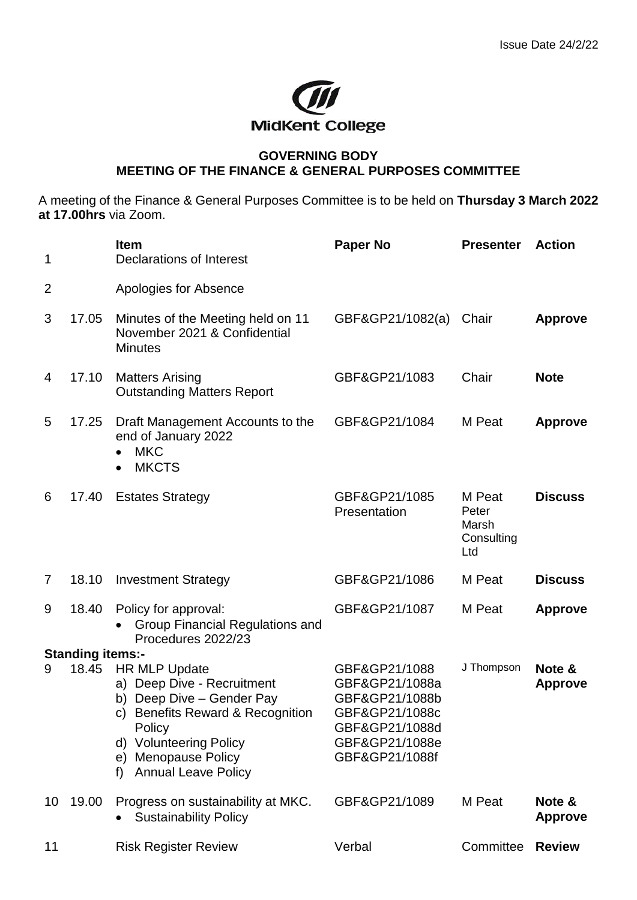Issue Date 24/2/22

MidKent College

**GOVERNING BODY**
**MEETING OF THE FINANCE & GENERAL PURPOSES COMMITTEE**

A meeting of the Finance & General Purposes Committee is to be held on **Thursday 3 March 2022 at 17.00hrs** via Zoom.

| | | Item | Paper No | Presenter | Action |
|---|---|---|---|---|---|
| 1 | | Declarations of Interest | | | |
| 2 | | Apologies for Absence | | | |
| 3 | 17.05 | Minutes of the Meeting held on 11 November 2021 & Confidential Minutes | GBF&GP21/1082(a) | Chair | **Approve** |
| 4 | 17.10 | Matters Arising<br>Outstanding Matters Report | GBF&GP21/1083 | Chair | **Note** |
| 5 | 17.25 | Draft Management Accounts to the end of January 2022<br>• MKC<br>• MKCTS | GBF&GP21/1084 | M Peat | **Approve** |
| 6 | 17.40 | Estates Strategy | GBF&GP21/1085<br>Presentation | M Peat<br>Peter Marsh Consulting Ltd | **Discuss** |
| 7 | 18.10 | Investment Strategy | GBF&GP21/1086 | M Peat | **Discuss** |
| 9 | 18.40 | Policy for approval:<br>• Group Financial Regulations and Procedures 2022/23 | GBF&GP21/1087 | M Peat | **Approve** |
| **Standing items:-** | | | | | |
| 9 | 18.45 | HR MLP Update<br>a) Deep Dive - Recruitment<br>b) Deep Dive – Gender Pay<br>c) Benefits Reward & Recognition Policy<br>d) Volunteering Policy<br>e) Menopause Policy<br>f) Annual Leave Policy | GBF&GP21/1088<br>GBF&GP21/1088a<br>GBF&GP21/1088b<br>GBF&GP21/1088c<br>GBF&GP21/1088d<br>GBF&GP21/1088e<br>GBF&GP21/1088f | J Thompson | **Note & Approve** |
| 10 | 19.00 | Progress on sustainability at MKC.<br>• Sustainability Policy | GBF&GP21/1089 | M Peat | **Note & Approve** |
| 11 | | Risk Register Review | Verbal | Committee | **Review** |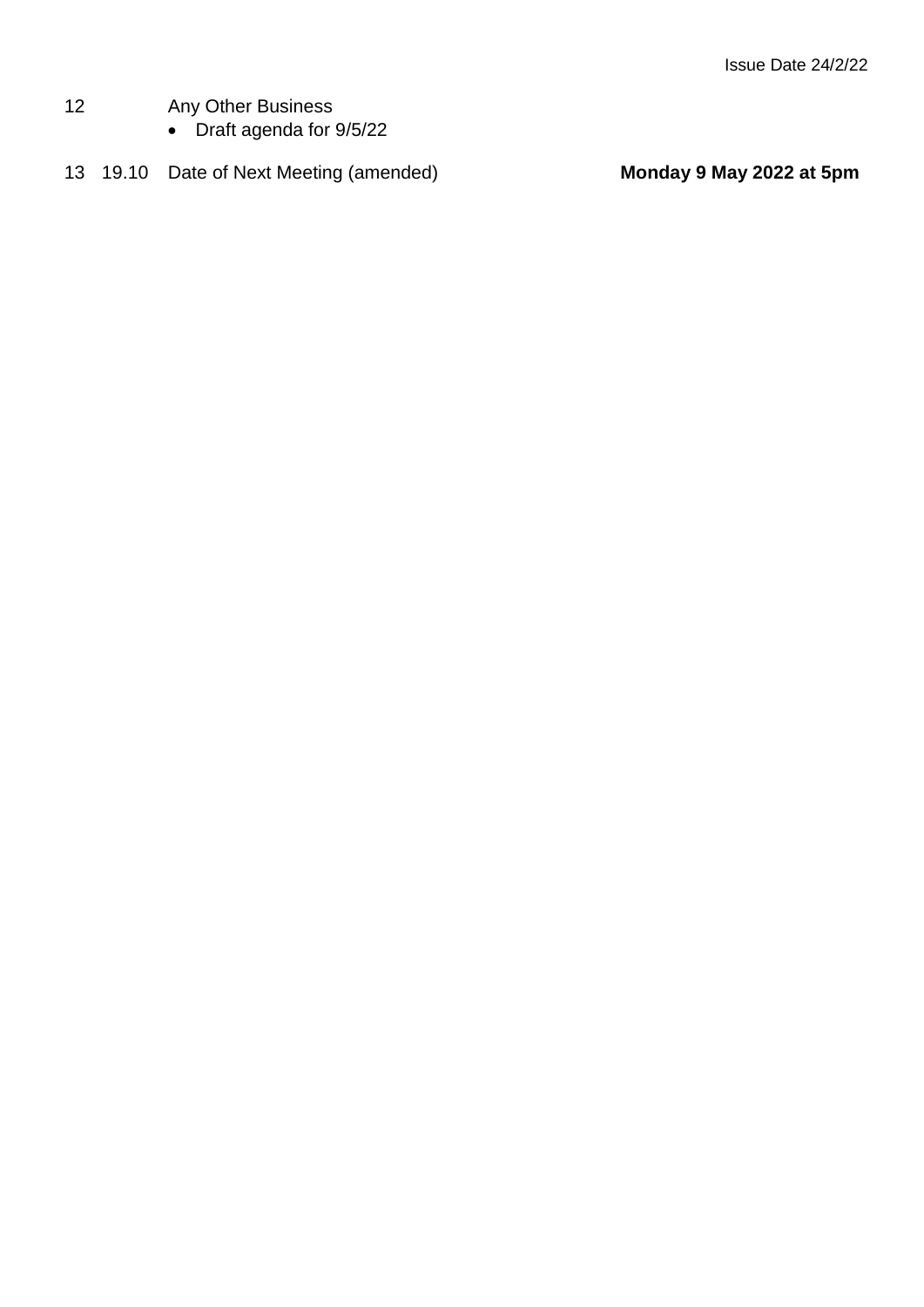Issue Date 24/2/22

| | | | |
|---|---|---|---|
| 12 | | Any Other Business<br>• Draft agenda for 9/5/22 | |
| 13 | 19.10 | Date of Next Meeting (amended) | **Monday 9 May 2022 at 5pm** |